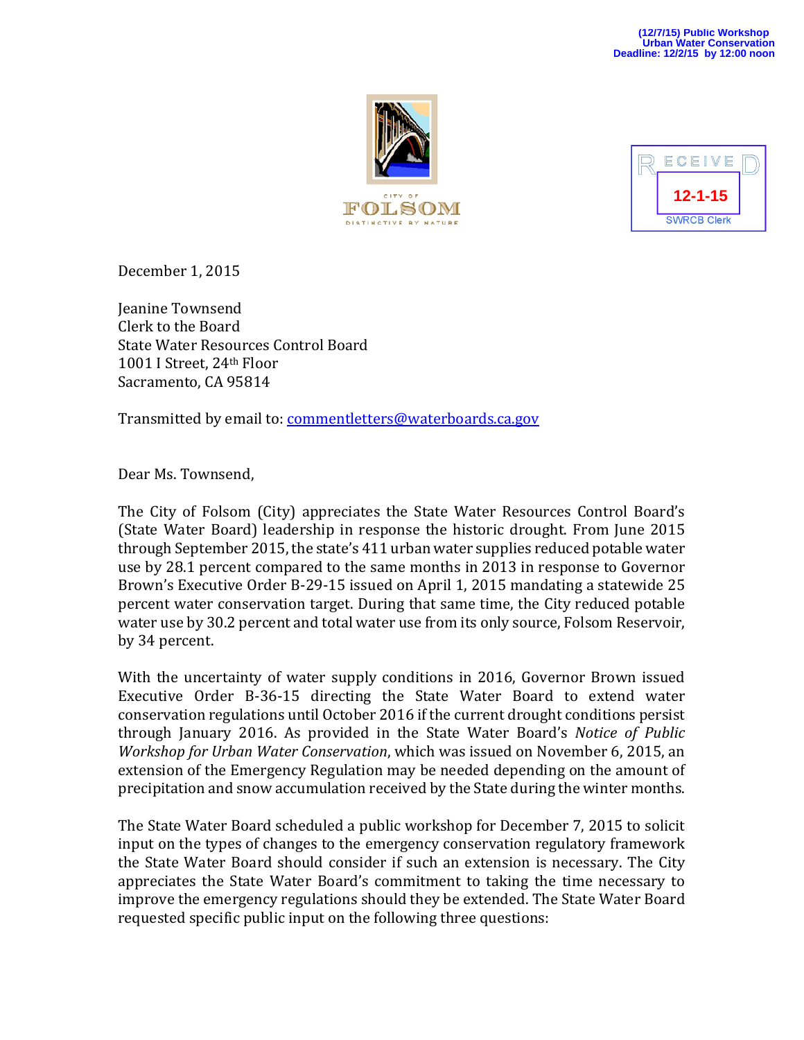(12/7/15) Public Workshop
Urban Water Conservation
Deadline: 12/2/15 by 12:00 noon

CITY OF
FOLSOM
DISTINCTIVE BY NATURE

RECEIVED
12-1-15
SWRCB Clerk

December 1, 2015

Jeanine Townsend
Clerk to the Board
State Water Resources Control Board
1001 I Street, 24th Floor
Sacramento, CA 95814

Transmitted by email to: commentletters@waterboards.ca.gov

Dear Ms. Townsend,

The City of Folsom (City) appreciates the State Water Resources Control Board's (State Water Board) leadership in response the historic drought. From June 2015 through September 2015, the state's 411 urban water supplies reduced potable water use by 28.1 percent compared to the same months in 2013 in response to Governor Brown's Executive Order B-29-15 issued on April 1, 2015 mandating a statewide 25 percent water conservation target. During that same time, the City reduced potable water use by 30.2 percent and total water use from its only source, Folsom Reservoir, by 34 percent.

With the uncertainty of water supply conditions in 2016, Governor Brown issued Executive Order B-36-15 directing the State Water Board to extend water conservation regulations until October 2016 if the current drought conditions persist through January 2016. As provided in the State Water Board's *Notice of Public Workshop for Urban Water Conservation*, which was issued on November 6, 2015, an extension of the Emergency Regulation may be needed depending on the amount of precipitation and snow accumulation received by the State during the winter months.

The State Water Board scheduled a public workshop for December 7, 2015 to solicit input on the types of changes to the emergency conservation regulatory framework the State Water Board should consider if such an extension is necessary. The City appreciates the State Water Board's commitment to taking the time necessary to improve the emergency regulations should they be extended. The State Water Board requested specific public input on the following three questions: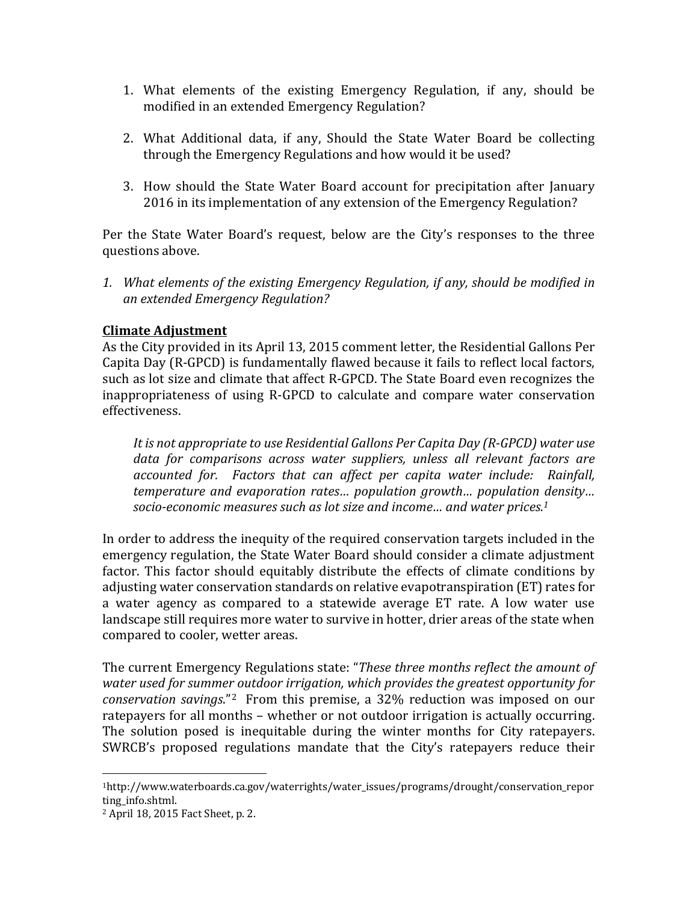1. What elements of the existing Emergency Regulation, if any, should be modified in an extended Emergency Regulation?

2. What Additional data, if any, Should the State Water Board be collecting through the Emergency Regulations and how would it be used?

3. How should the State Water Board account for precipitation after January 2016 in its implementation of any extension of the Emergency Regulation?

Per the State Water Board's request, below are the City's responses to the three questions above.

*1. What elements of the existing Emergency Regulation, if any, should be modified in an extended Emergency Regulation?*

**Climate Adjustment**

As the City provided in its April 13, 2015 comment letter, the Residential Gallons Per Capita Day (R-GPCD) is fundamentally flawed because it fails to reflect local factors, such as lot size and climate that affect R-GPCD. The State Board even recognizes the inappropriateness of using R-GPCD to calculate and compare water conservation effectiveness.

> *It is not appropriate to use Residential Gallons Per Capita Day (R-GPCD) water use data for comparisons across water suppliers, unless all relevant factors are accounted for. Factors that can affect per capita water include: Rainfall, temperature and evaporation rates… population growth… population density… socio-economic measures such as lot size and income… and water prices.*[1]

In order to address the inequity of the required conservation targets included in the emergency regulation, the State Water Board should consider a climate adjustment factor. This factor should equitably distribute the effects of climate conditions by adjusting water conservation standards on relative evapotranspiration (ET) rates for a water agency as compared to a statewide average ET rate. A low water use landscape still requires more water to survive in hotter, drier areas of the state when compared to cooler, wetter areas.

The current Emergency Regulations state: "*These three months reflect the amount of water used for summer outdoor irrigation, which provides the greatest opportunity for conservation savings.*"[2] From this premise, a 32% reduction was imposed on our ratepayers for all months – whether or not outdoor irrigation is actually occurring. The solution posed is inequitable during the winter months for City ratepayers. SWRCB's proposed regulations mandate that the City's ratepayers reduce their

---

[1] http://www.waterboards.ca.gov/waterrights/water_issues/programs/drought/conservation_reporting_info.shtml.

[2] April 18, 2015 Fact Sheet, p. 2.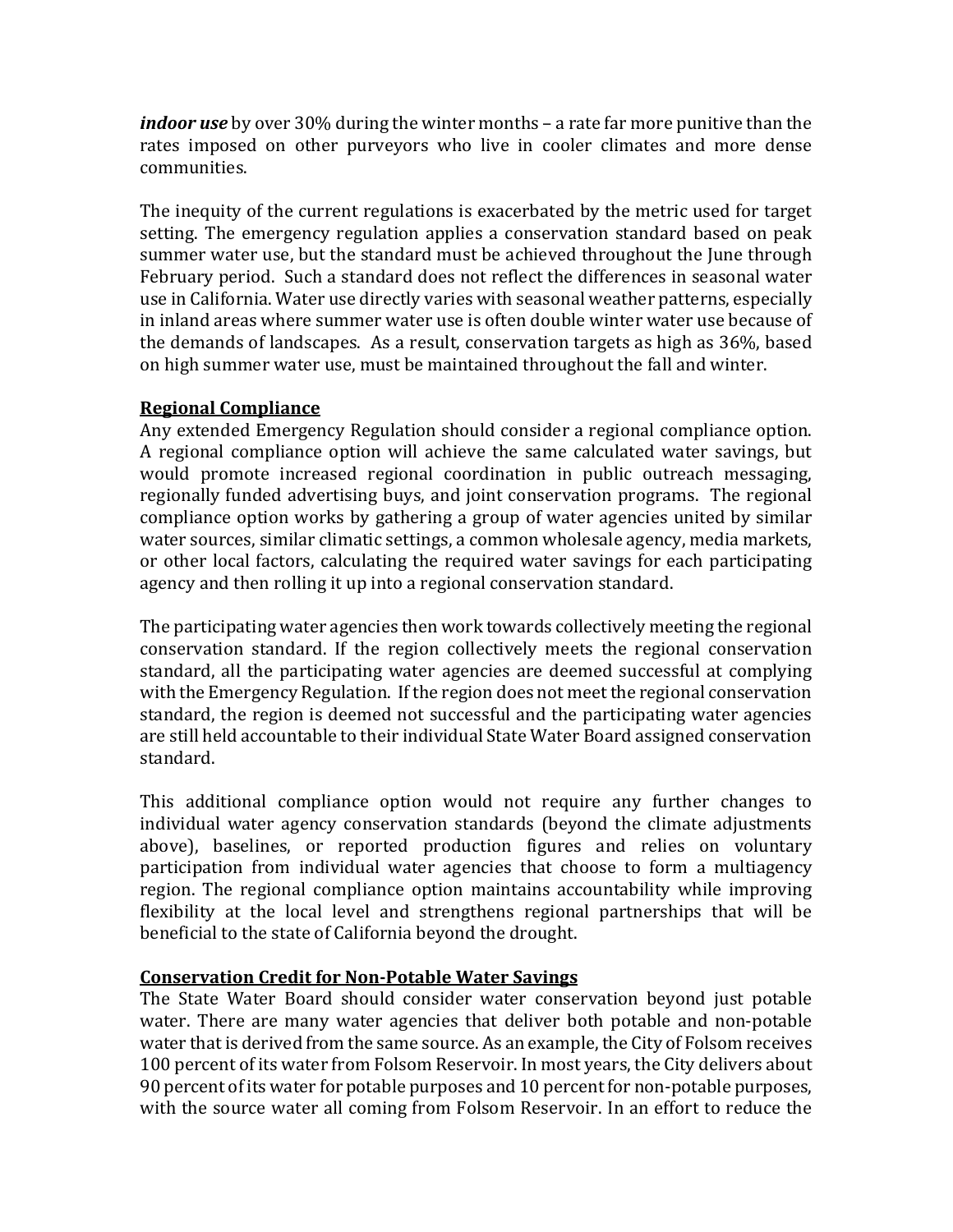***indoor use*** by over 30% during the winter months – a rate far more punitive than the rates imposed on other purveyors who live in cooler climates and more dense communities.

The inequity of the current regulations is exacerbated by the metric used for target setting. The emergency regulation applies a conservation standard based on peak summer water use, but the standard must be achieved throughout the June through February period. Such a standard does not reflect the differences in seasonal water use in California. Water use directly varies with seasonal weather patterns, especially in inland areas where summer water use is often double winter water use because of the demands of landscapes. As a result, conservation targets as high as 36%, based on high summer water use, must be maintained throughout the fall and winter.

**<u>Regional Compliance</u>**

Any extended Emergency Regulation should consider a regional compliance option. A regional compliance option will achieve the same calculated water savings, but would promote increased regional coordination in public outreach messaging, regionally funded advertising buys, and joint conservation programs. The regional compliance option works by gathering a group of water agencies united by similar water sources, similar climatic settings, a common wholesale agency, media markets, or other local factors, calculating the required water savings for each participating agency and then rolling it up into a regional conservation standard.

The participating water agencies then work towards collectively meeting the regional conservation standard. If the region collectively meets the regional conservation standard, all the participating water agencies are deemed successful at complying with the Emergency Regulation. If the region does not meet the regional conservation standard, the region is deemed not successful and the participating water agencies are still held accountable to their individual State Water Board assigned conservation standard.

This additional compliance option would not require any further changes to individual water agency conservation standards (beyond the climate adjustments above), baselines, or reported production figures and relies on voluntary participation from individual water agencies that choose to form a multiagency region. The regional compliance option maintains accountability while improving flexibility at the local level and strengthens regional partnerships that will be beneficial to the state of California beyond the drought.

**<u>Conservation Credit for Non-Potable Water Savings</u>**

The State Water Board should consider water conservation beyond just potable water. There are many water agencies that deliver both potable and non-potable water that is derived from the same source. As an example, the City of Folsom receives 100 percent of its water from Folsom Reservoir. In most years, the City delivers about 90 percent of its water for potable purposes and 10 percent for non-potable purposes, with the source water all coming from Folsom Reservoir. In an effort to reduce the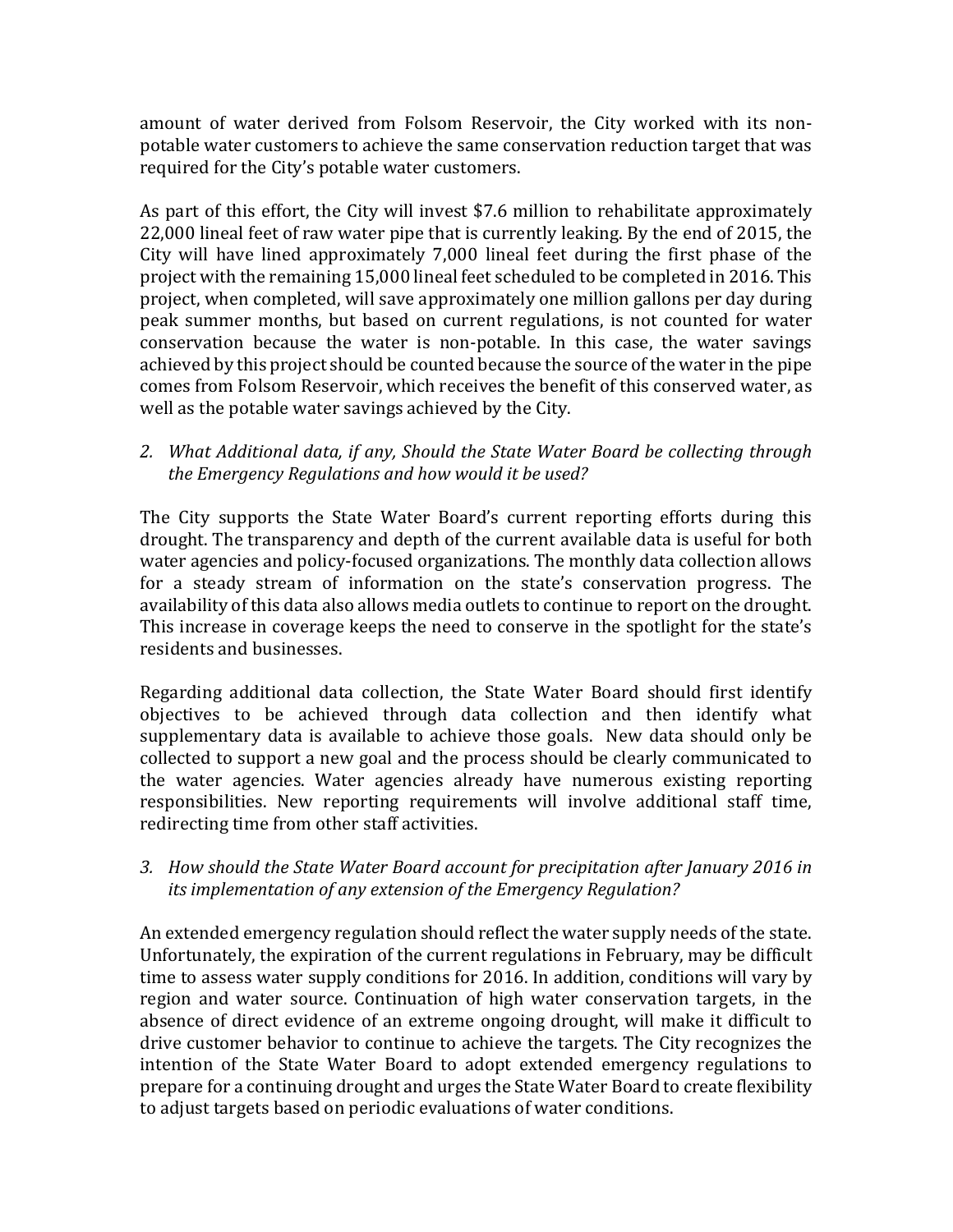amount of water derived from Folsom Reservoir, the City worked with its non-potable water customers to achieve the same conservation reduction target that was required for the City's potable water customers.

As part of this effort, the City will invest $7.6 million to rehabilitate approximately 22,000 lineal feet of raw water pipe that is currently leaking. By the end of 2015, the City will have lined approximately 7,000 lineal feet during the first phase of the project with the remaining 15,000 lineal feet scheduled to be completed in 2016. This project, when completed, will save approximately one million gallons per day during peak summer months, but based on current regulations, is not counted for water conservation because the water is non-potable. In this case, the water savings achieved by this project should be counted because the source of the water in the pipe comes from Folsom Reservoir, which receives the benefit of this conserved water, as well as the potable water savings achieved by the City.

2. *What Additional data, if any, Should the State Water Board be collecting through the Emergency Regulations and how would it be used?*

The City supports the State Water Board's current reporting efforts during this drought. The transparency and depth of the current available data is useful for both water agencies and policy-focused organizations. The monthly data collection allows for a steady stream of information on the state's conservation progress. The availability of this data also allows media outlets to continue to report on the drought. This increase in coverage keeps the need to conserve in the spotlight for the state's residents and businesses.

Regarding additional data collection, the State Water Board should first identify objectives to be achieved through data collection and then identify what supplementary data is available to achieve those goals. New data should only be collected to support a new goal and the process should be clearly communicated to the water agencies. Water agencies already have numerous existing reporting responsibilities. New reporting requirements will involve additional staff time, redirecting time from other staff activities.

3. *How should the State Water Board account for precipitation after January 2016 in its implementation of any extension of the Emergency Regulation?*

An extended emergency regulation should reflect the water supply needs of the state. Unfortunately, the expiration of the current regulations in February, may be difficult time to assess water supply conditions for 2016. In addition, conditions will vary by region and water source. Continuation of high water conservation targets, in the absence of direct evidence of an extreme ongoing drought, will make it difficult to drive customer behavior to continue to achieve the targets. The City recognizes the intention of the State Water Board to adopt extended emergency regulations to prepare for a continuing drought and urges the State Water Board to create flexibility to adjust targets based on periodic evaluations of water conditions.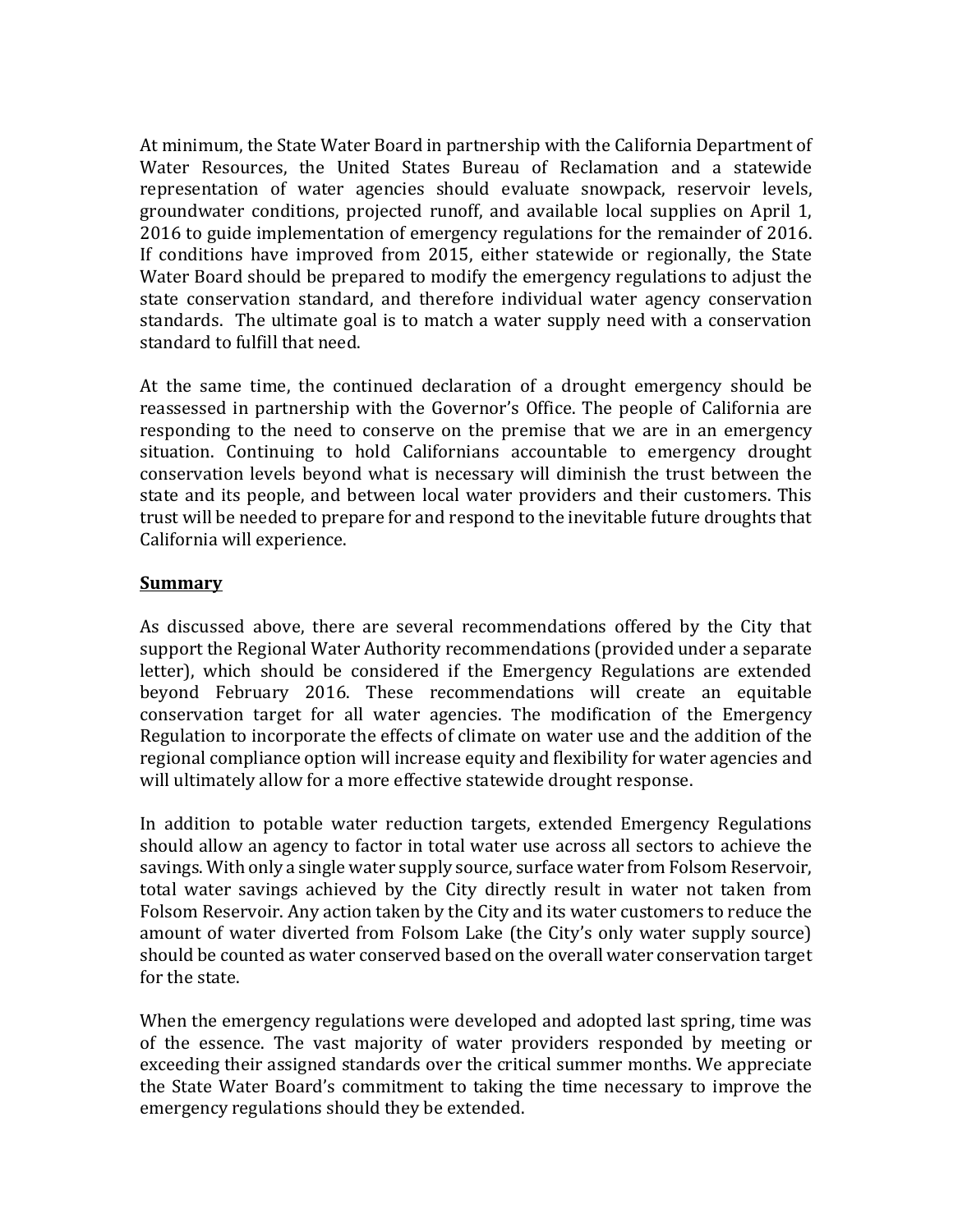At minimum, the State Water Board in partnership with the California Department of Water Resources, the United States Bureau of Reclamation and a statewide representation of water agencies should evaluate snowpack, reservoir levels, groundwater conditions, projected runoff, and available local supplies on April 1, 2016 to guide implementation of emergency regulations for the remainder of 2016. If conditions have improved from 2015, either statewide or regionally, the State Water Board should be prepared to modify the emergency regulations to adjust the state conservation standard, and therefore individual water agency conservation standards. The ultimate goal is to match a water supply need with a conservation standard to fulfill that need.

At the same time, the continued declaration of a drought emergency should be reassessed in partnership with the Governor's Office. The people of California are responding to the need to conserve on the premise that we are in an emergency situation. Continuing to hold Californians accountable to emergency drought conservation levels beyond what is necessary will diminish the trust between the state and its people, and between local water providers and their customers. This trust will be needed to prepare for and respond to the inevitable future droughts that California will experience.

**<u>Summary</u>**

As discussed above, there are several recommendations offered by the City that support the Regional Water Authority recommendations (provided under a separate letter), which should be considered if the Emergency Regulations are extended beyond February 2016. These recommendations will create an equitable conservation target for all water agencies. The modification of the Emergency Regulation to incorporate the effects of climate on water use and the addition of the regional compliance option will increase equity and flexibility for water agencies and will ultimately allow for a more effective statewide drought response.

In addition to potable water reduction targets, extended Emergency Regulations should allow an agency to factor in total water use across all sectors to achieve the savings. With only a single water supply source, surface water from Folsom Reservoir, total water savings achieved by the City directly result in water not taken from Folsom Reservoir. Any action taken by the City and its water customers to reduce the amount of water diverted from Folsom Lake (the City's only water supply source) should be counted as water conserved based on the overall water conservation target for the state.

When the emergency regulations were developed and adopted last spring, time was of the essence. The vast majority of water providers responded by meeting or exceeding their assigned standards over the critical summer months. We appreciate the State Water Board's commitment to taking the time necessary to improve the emergency regulations should they be extended.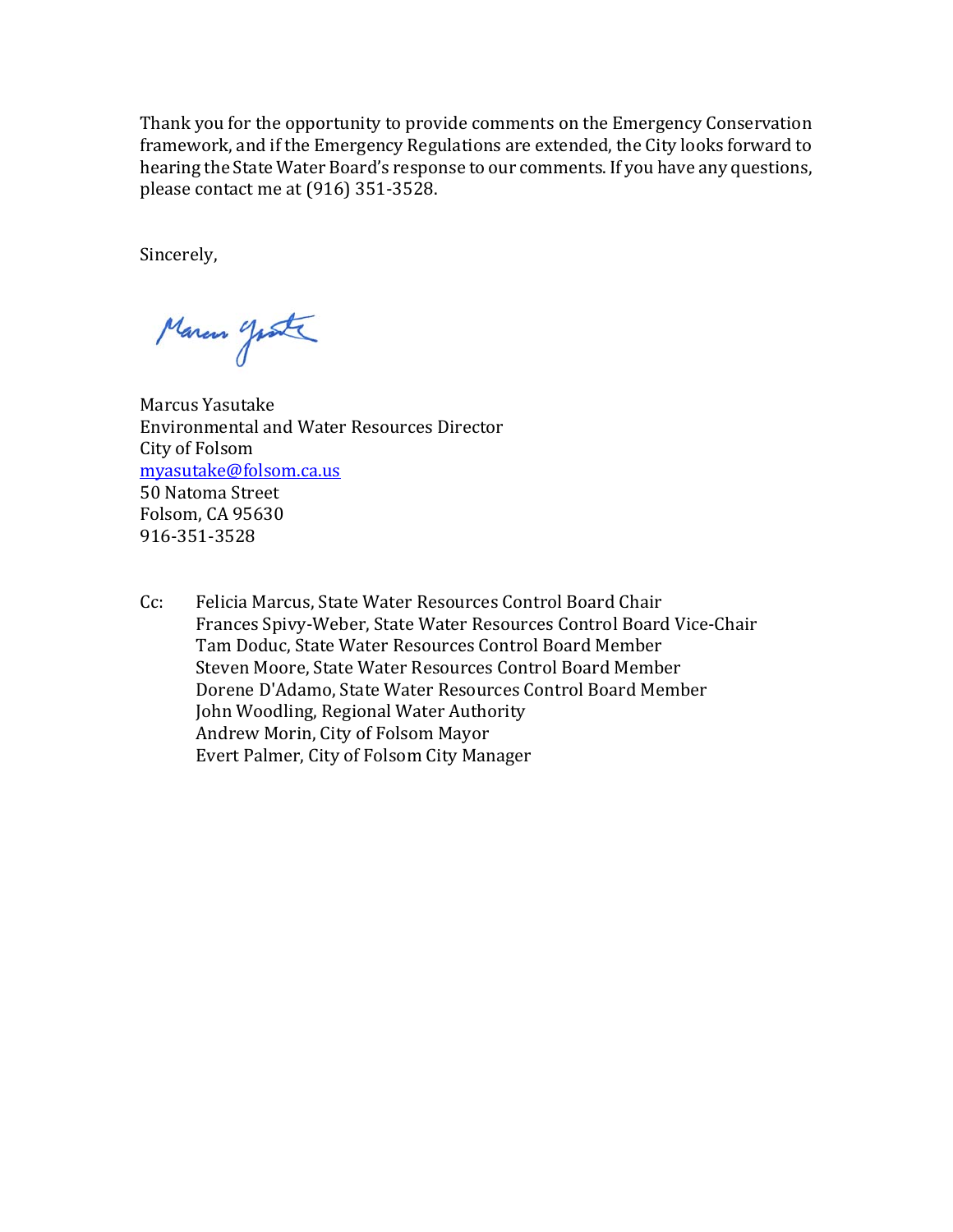Thank you for the opportunity to provide comments on the Emergency Conservation framework, and if the Emergency Regulations are extended, the City looks forward to hearing the State Water Board's response to our comments. If you have any questions, please contact me at (916) 351-3528.

Sincerely,

Marcus Yasutake
Environmental and Water Resources Director
City of Folsom
myasutake@folsom.ca.us
50 Natoma Street
Folsom, CA 95630
916-351-3528

Cc: Felicia Marcus, State Water Resources Control Board Chair
Frances Spivy-Weber, State Water Resources Control Board Vice-Chair
Tam Doduc, State Water Resources Control Board Member
Steven Moore, State Water Resources Control Board Member
Dorene D'Adamo, State Water Resources Control Board Member
John Woodling, Regional Water Authority
Andrew Morin, City of Folsom Mayor
Evert Palmer, City of Folsom City Manager